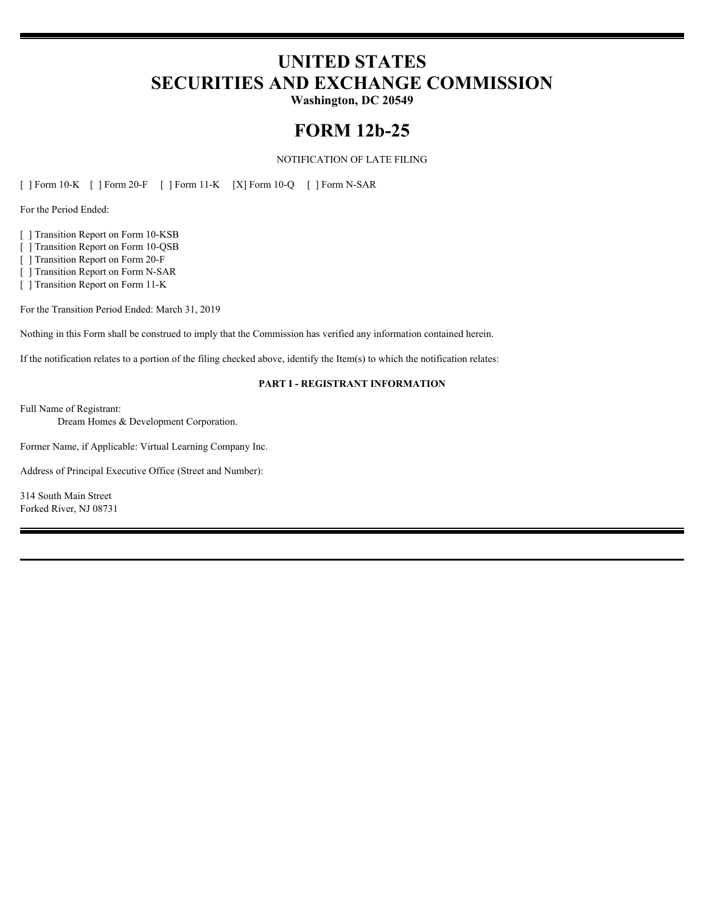# UNITED STATES
# SECURITIES AND EXCHANGE COMMISSION

**Washington, DC 20549**

# FORM 12b-25

NOTIFICATION OF LATE FILING

[ ] Form 10-K [ ] Form 20-F [ ] Form 11-K [X] Form 10-Q [ ] Form N-SAR

For the Period Ended:

[ ] Transition Report on Form 10-KSB
[ ] Transition Report on Form 10-QSB
[ ] Transition Report on Form 20-F
[ ] Transition Report on Form N-SAR
[ ] Transition Report on Form 11-K

For the Transition Period Ended: March 31, 2019

Nothing in this Form shall be construed to imply that the Commission has verified any information contained herein.

If the notification relates to a portion of the filing checked above, identify the Item(s) to which the notification relates:

**PART I - REGISTRANT INFORMATION**

Full Name of Registrant:
Dream Homes & Development Corporation.

Former Name, if Applicable: Virtual Learning Company Inc.

Address of Principal Executive Office (Street and Number):

314 South Main Street
Forked River, NJ 08731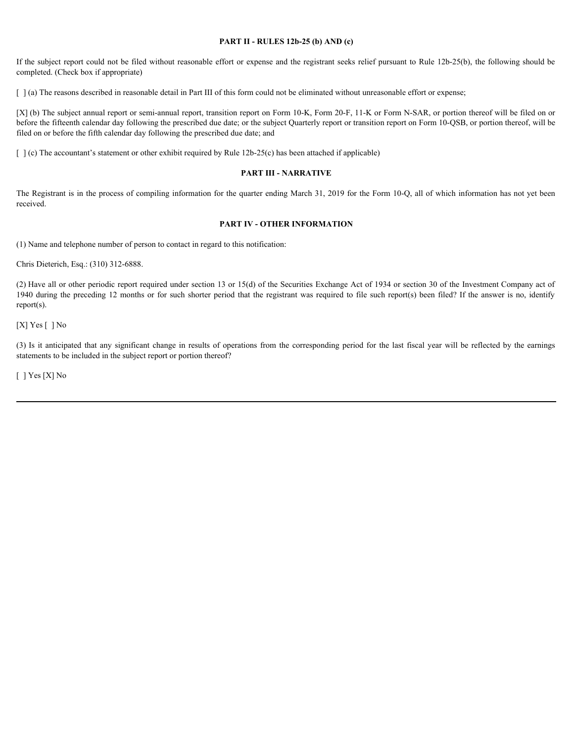## PART II - RULES 12b-25 (b) AND (c)

If the subject report could not be filed without reasonable effort or expense and the registrant seeks relief pursuant to Rule 12b-25(b), the following should be completed. (Check box if appropriate)

[ ] (a) The reasons described in reasonable detail in Part III of this form could not be eliminated without unreasonable effort or expense;

[X] (b) The subject annual report or semi-annual report, transition report on Form 10-K, Form 20-F, 11-K or Form N-SAR, or portion thereof will be filed on or before the fifteenth calendar day following the prescribed due date; or the subject Quarterly report or transition report on Form 10-QSB, or portion thereof, will be filed on or before the fifth calendar day following the prescribed due date; and

[ ] (c) The accountant's statement or other exhibit required by Rule 12b-25(c) has been attached if applicable)

## PART III - NARRATIVE

The Registrant is in the process of compiling information for the quarter ending March 31, 2019 for the Form 10-Q, all of which information has not yet been received.

## PART IV - OTHER INFORMATION

(1) Name and telephone number of person to contact in regard to this notification:

Chris Dieterich, Esq.: (310) 312-6888.

(2) Have all or other periodic report required under section 13 or 15(d) of the Securities Exchange Act of 1934 or section 30 of the Investment Company act of 1940 during the preceding 12 months or for such shorter period that the registrant was required to file such report(s) been filed? If the answer is no, identify report(s).

[X] Yes [ ] No

(3) Is it anticipated that any significant change in results of operations from the corresponding period for the last fiscal year will be reflected by the earnings statements to be included in the subject report or portion thereof?

[ ] Yes [X] No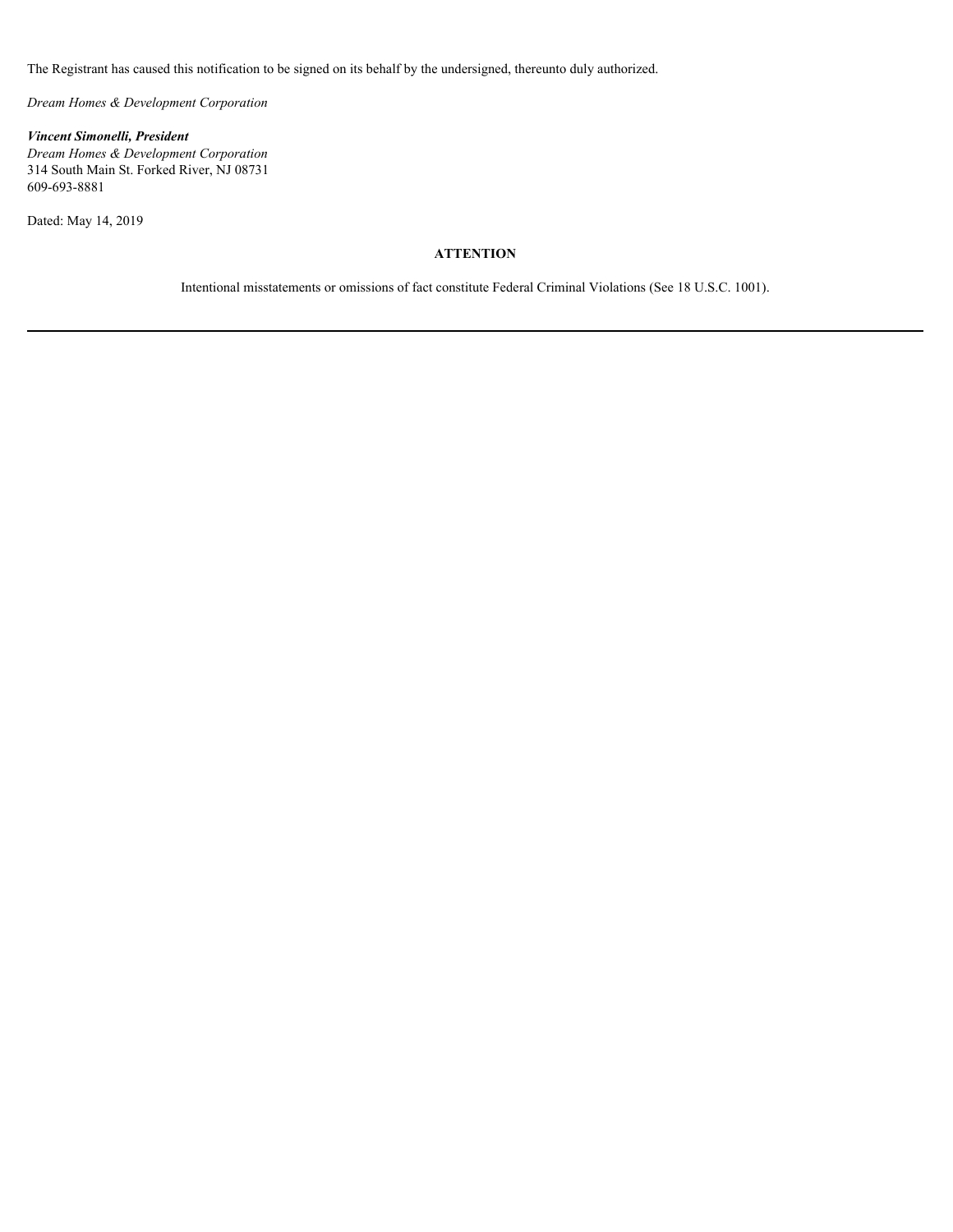The Registrant has caused this notification to be signed on its behalf by the undersigned, thereunto duly authorized.

*Dream Homes & Development Corporation*

***Vincent Simonelli, President***
*Dream Homes & Development Corporation*
314 South Main St. Forked River, NJ 08731
609-693-8881

Dated: May 14, 2019

**ATTENTION**

Intentional misstatements or omissions of fact constitute Federal Criminal Violations (See 18 U.S.C. 1001).